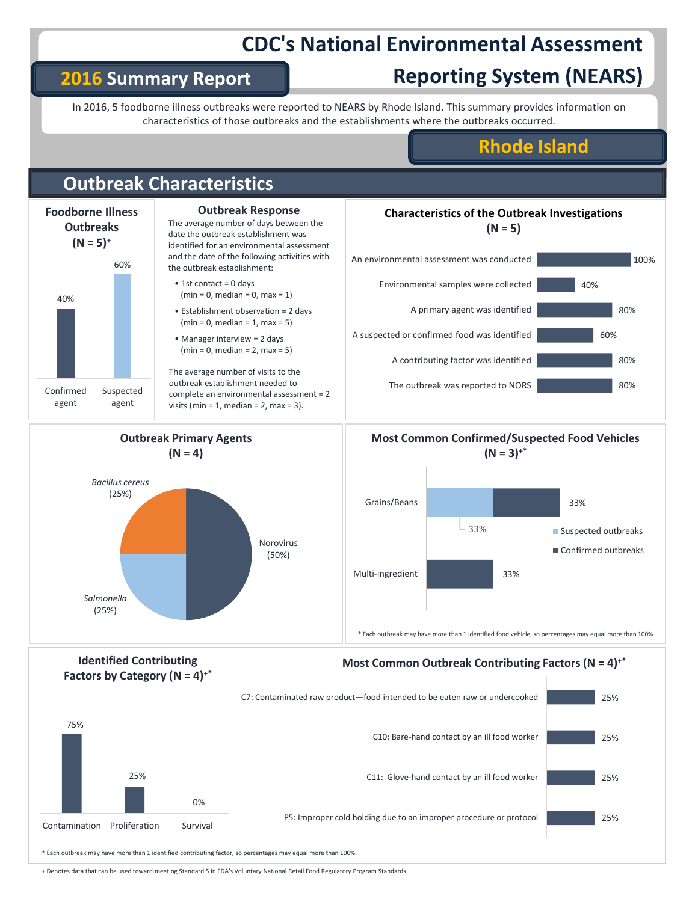# CDC's National Environmental Assessment Reporting System (NEARS)

## 2016 Summary Report

In 2016, 5 foodborne illness outbreaks were reported to NEARS by Rhode Island. This summary provides information on characteristics of those outbreaks and the establishments where the outbreaks occurred.

## Rhode Island

## Outbreak Characteristics

### Foodborne Illness Outbreaks (N = 5)+

| Confirmed agent | Suspected agent |
|---|---|
| 40% | 60% |

### Outbreak Response

The average number of days between the date the outbreak establishment was identified for an environmental assessment and the date of the following activities with the outbreak establishment:

- 1st contact = 0 days (min = 0, median = 0, max = 1)
- Establishment observation = 2 days (min = 0, median = 1, max = 5)
- Manager interview = 2 days (min = 0, median = 2, max = 5)

The average number of visits to the outbreak establishment needed to complete an environmental assessment = 2 visits (min = 1, median = 2, max = 3).

### Characteristics of the Outbreak Investigations (N = 5)

| Characteristic | Percent |
|---|---|
| An environmental assessment was conducted | 100% |
| Environmental samples were collected | 40% |
| A primary agent was identified | 80% |
| A suspected or confirmed food was identified | 60% |
| A contributing factor was identified | 80% |
| The outbreak was reported to NORS | 80% |

### Outbreak Primary Agents (N = 4)

| Agent | Percent |
|---|---|
| Norovirus | 50% |
| *Bacillus cereus* | 25% |
| *Salmonella* | 25% |

### Most Common Confirmed/Suspected Food Vehicles (N = 3)+*

| Food vehicle | Suspected outbreaks | Confirmed outbreaks |
|---|---|---|
| Grains/Beans | 33% | 33% |
| Multi-ingredient | | 33% |

\* Each outbreak may have more than 1 identified food vehicle, so percentages may equal more than 100%.

### Identified Contributing Factors by Category (N = 4)+*

| Contamination | Proliferation | Survival |
|---|---|---|
| 75% | 25% | 0% |

### Most Common Outbreak Contributing Factors (N = 4)+*

| Contributing factor | Percent |
|---|---|
| C7: Contaminated raw product—food intended to be eaten raw or undercooked | 25% |
| C10: Bare-hand contact by an ill food worker | 25% |
| C11: Glove-hand contact by an ill food worker | 25% |
| P5: Improper cold holding due to an improper procedure or protocol | 25% |

\* Each outbreak may have more than 1 identified contributing factor, so percentages may equal more than 100%.

+ Denotes data that can be used toward meeting Standard 5 in FDA's Voluntary National Retail Food Regulatory Program Standards.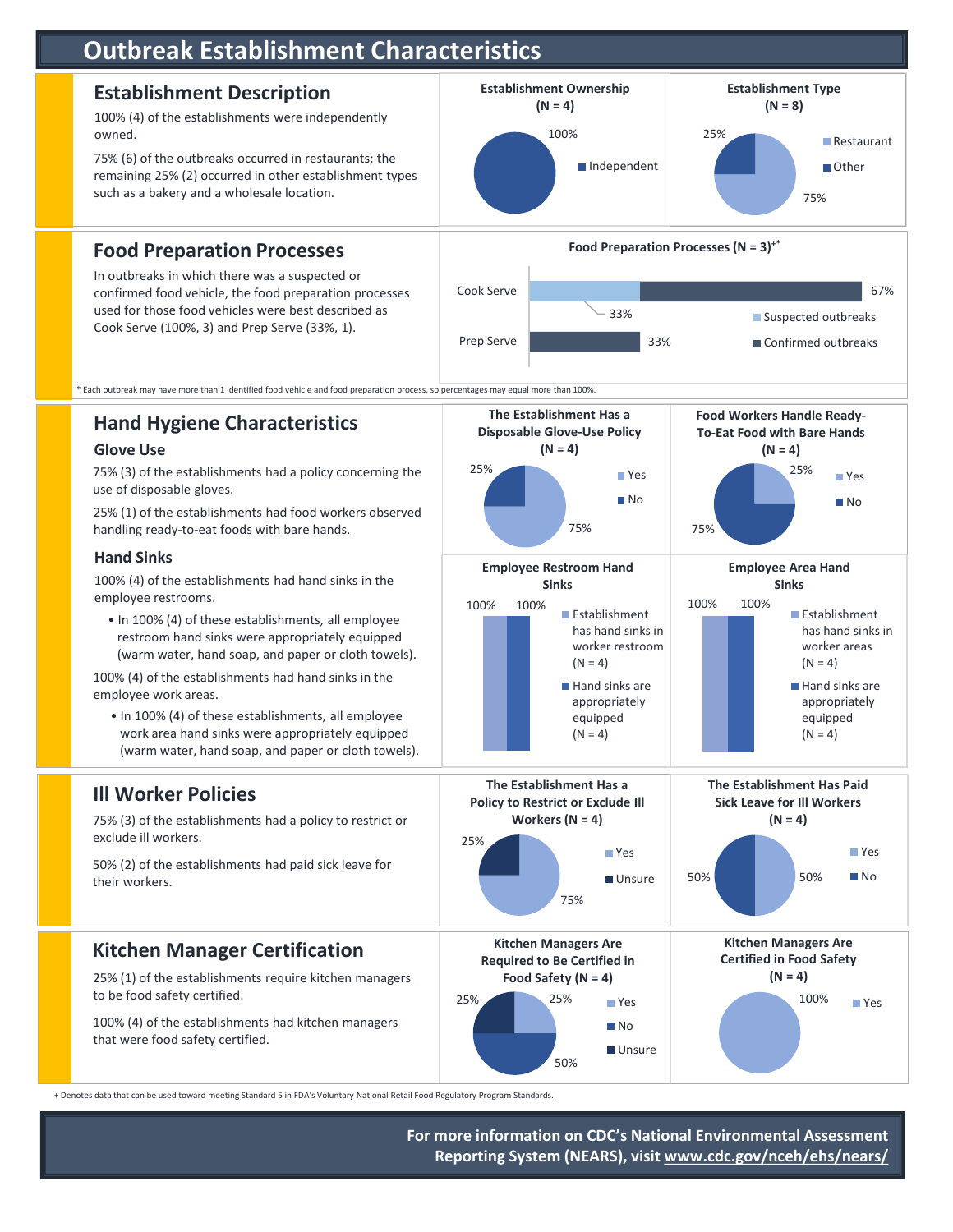# Outbreak Establishment Characteristics

## Establishment Description

100% (4) of the establishments were independently owned.

75% (6) of the outbreaks occurred in restaurants; the remaining 25% (2) occurred in other establishment types such as a bakery and a wholesale location.

**Establishment Ownership (N = 4)**

100%

Independent

**Establishment Type (N = 8)**

25%

75%

Restaurant

Other

## Food Preparation Processes

In outbreaks in which there was a suspected or confirmed food vehicle, the food preparation processes used for those food vehicles were best described as Cook Serve (100%, 3) and Prep Serve (33%, 1).

**Food Preparation Processes (N = 3)+***

Cook Serve

Prep Serve

67%

33%

33%

Suspected outbreaks

Confirmed outbreaks

\* Each outbreak may have more than 1 identified food vehicle and food preparation process, so percentages may equal more than 100%.

## Hand Hygiene Characteristics

### Glove Use

75% (3) of the establishments had a policy concerning the use of disposable gloves.

25% (1) of the establishments had food workers observed handling ready-to-eat foods with bare hands.

### Hand Sinks

100% (4) of the establishments had hand sinks in the employee restrooms.

- In 100% (4) of these establishments, all employee restroom hand sinks were appropriately equipped (warm water, hand soap, and paper or cloth towels).

100% (4) of the establishments had hand sinks in the employee work areas.

- In 100% (4) of these establishments, all employee work area hand sinks were appropriately equipped (warm water, hand soap, and paper or cloth towels).

**The Establishment Has a Disposable Glove-Use Policy (N = 4)**

25%

75%

Yes

No

**Food Workers Handle Ready-To-Eat Food with Bare Hands (N = 4)**

25%

75%

Yes

No

**Employee Restroom Hand Sinks**

100%

100%

Establishment has hand sinks in worker restroom (N = 4)

Hand sinks are appropriately equipped (N = 4)

**Employee Area Hand Sinks**

100%

100%

Establishment has hand sinks in worker areas (N = 4)

Hand sinks are appropriately equipped (N = 4)

## Ill Worker Policies

75% (3) of the establishments had a policy to restrict or exclude ill workers.

50% (2) of the establishments had paid sick leave for their workers.

**The Establishment Has a Policy to Restrict or Exclude Ill Workers (N = 4)**

25%

75%

Yes

Unsure

**The Establishment Has Paid Sick Leave for Ill Workers (N = 4)**

50%

50%

Yes

No

## Kitchen Manager Certification

25% (1) of the establishments require kitchen managers to be food safety certified.

100% (4) of the establishments had kitchen managers that were food safety certified.

**Kitchen Managers Are Required to Be Certified in Food Safety (N = 4)**

25%

25%

50%

Yes

No

Unsure

**Kitchen Managers Are Certified in Food Safety (N = 4)**

100%

Yes

\+ Denotes data that can be used toward meeting Standard 5 in FDA's Voluntary National Retail Food Regulatory Program Standards.

**For more information on CDC's National Environmental Assessment Reporting System (NEARS), visit www.cdc.gov/nceh/ehs/nears/**